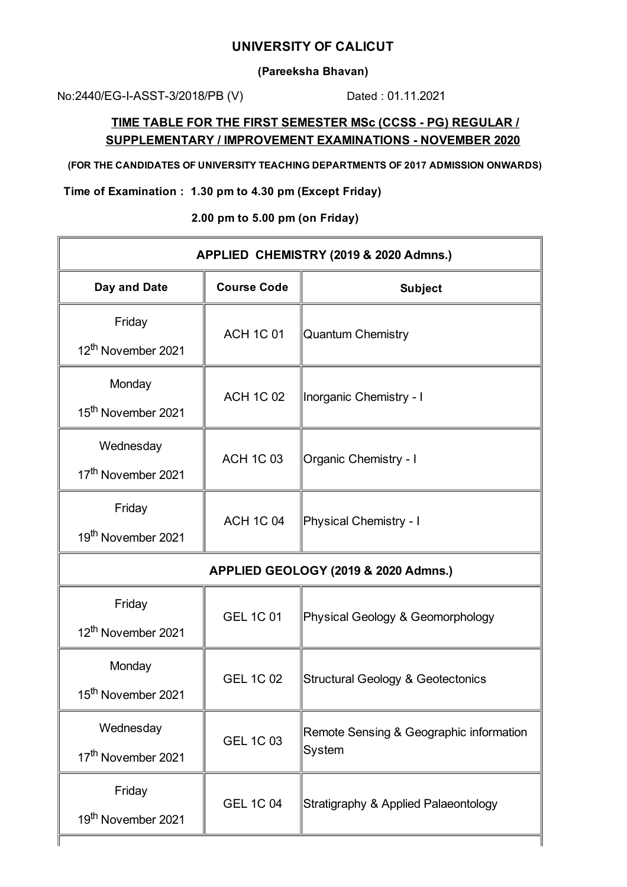# UNIVERSITY OF CALICUT

**(Pareeksha Bhavan)**

No:2440/EG-I-ASST-3/2018/PB (V)    Dated : 01.11.2021

## TIME TABLE FOR THE FIRST SEMESTER MSc (CCSS - PG) REGULAR / SUPPLEMENTARY / IMPROVEMENT EXAMINATIONS - NOVEMBER 2020

**(FOR THE CANDIDATES OF UNIVERSITY TEACHING DEPARTMENTS OF 2017 ADMISSION ONWARDS)**

**Time of Examination : 1.30 pm to 4.30 pm (Except Friday)**

**2.00 pm to 5.00 pm (on Friday)**

| APPLIED CHEMISTRY (2019 & 2020 Admns.) | | |
|---|---|---|
| **Day and Date** | **Course Code** | **Subject** |
| Friday 12th November 2021 | ACH 1C 01 | Quantum Chemistry |
| Monday 15th November 2021 | ACH 1C 02 | Inorganic Chemistry - I |
| Wednesday 17th November 2021 | ACH 1C 03 | Organic Chemistry - I |
| Friday 19th November 2021 | ACH 1C 04 | Physical Chemistry - I |
| **APPLIED GEOLOGY (2019 & 2020 Admns.)** | | |
| Friday 12th November 2021 | GEL 1C 01 | Physical Geology & Geomorphology |
| Monday 15th November 2021 | GEL 1C 02 | Structural Geology & Geotectonics |
| Wednesday 17th November 2021 | GEL 1C 03 | Remote Sensing & Geographic information System |
| Friday 19th November 2021 | GEL 1C 04 | Stratigraphy & Applied Palaeontology |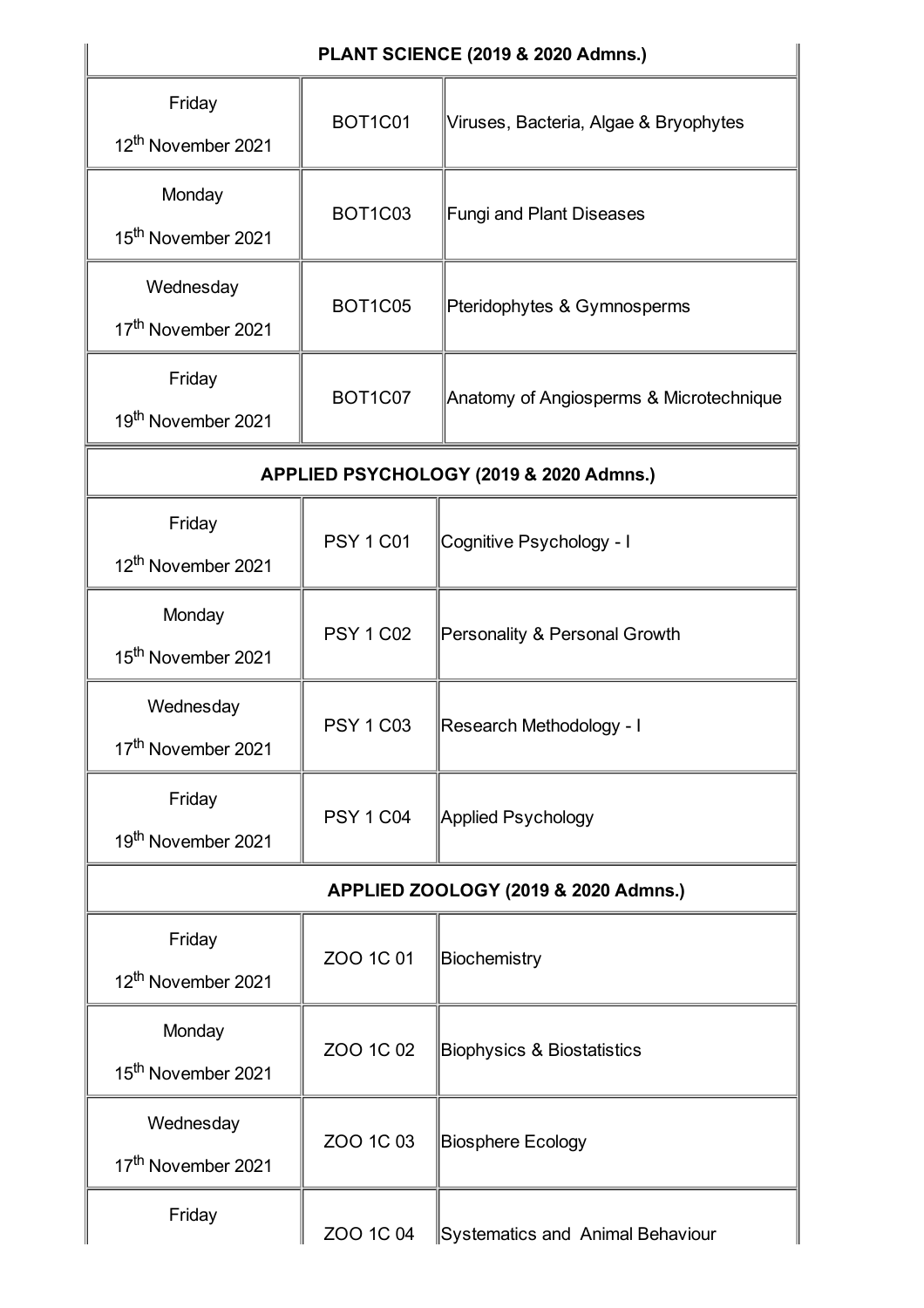| **PLANT SCIENCE (2019 & 2020 Admns.)** | | |
|---|---|---|
| Friday 12th November 2021 | BOT1C01 | Viruses, Bacteria, Algae & Bryophytes |
| Monday 15th November 2021 | BOT1C03 | Fungi and Plant Diseases |
| Wednesday 17th November 2021 | BOT1C05 | Pteridophytes & Gymnosperms |
| Friday 19th November 2021 | BOT1C07 | Anatomy of Angiosperms & Microtechnique |

| **APPLIED PSYCHOLOGY (2019 & 2020 Admns.)** | | |
|---|---|---|
| Friday 12th November 2021 | PSY 1 C01 | Cognitive Psychology - I |
| Monday 15th November 2021 | PSY 1 C02 | Personality & Personal Growth |
| Wednesday 17th November 2021 | PSY 1 C03 | Research Methodology - I |
| Friday 19th November 2021 | PSY 1 C04 | Applied Psychology |

| **APPLIED ZOOLOGY (2019 & 2020 Admns.)** | | |
|---|---|---|
| Friday 12th November 2021 | ZOO 1C 01 | Biochemistry |
| Monday 15th November 2021 | ZOO 1C 02 | Biophysics & Biostatistics |
| Wednesday 17th November 2021 | ZOO 1C 03 | Biosphere Ecology |
| Friday | ZOO 1C 04 | Systematics and Animal Behaviour |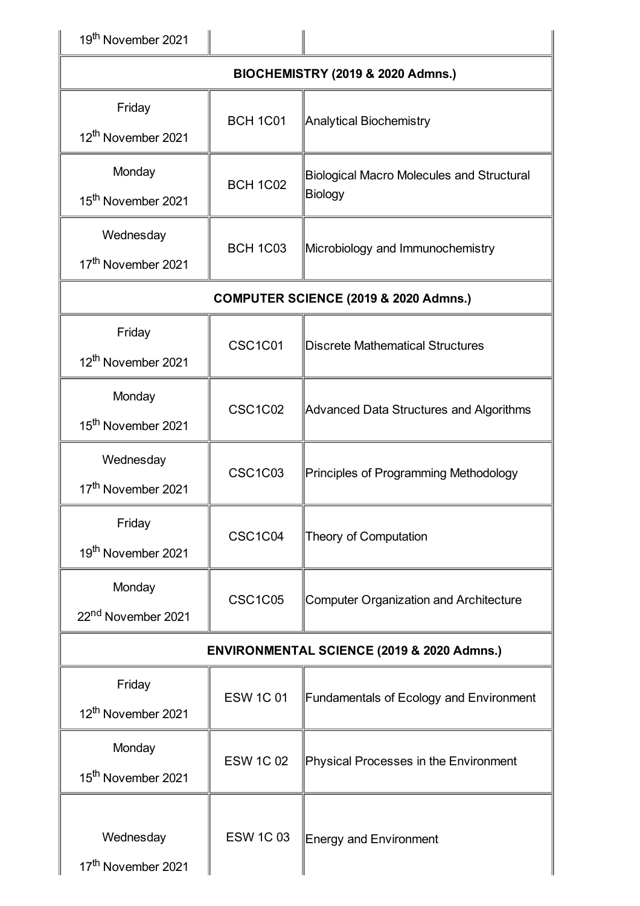| | | |
|---|---|---|
| 19th November 2021 | | |
| **BIOCHEMISTRY (2019 & 2020 Admns.)** | | |
| Friday 12th November 2021 | BCH 1C01 | Analytical Biochemistry |
| Monday 15th November 2021 | BCH 1C02 | Biological Macro Molecules and Structural Biology |
| Wednesday 17th November 2021 | BCH 1C03 | Microbiology and Immunochemistry |
| **COMPUTER SCIENCE (2019 & 2020 Admns.)** | | |
| Friday 12th November 2021 | CSC1C01 | Discrete Mathematical Structures |
| Monday 15th November 2021 | CSC1C02 | Advanced Data Structures and Algorithms |
| Wednesday 17th November 2021 | CSC1C03 | Principles of Programming Methodology |
| Friday 19th November 2021 | CSC1C04 | Theory of Computation |
| Monday 22nd November 2021 | CSC1C05 | Computer Organization and Architecture |
| **ENVIRONMENTAL SCIENCE (2019 & 2020 Admns.)** | | |
| Friday 12th November 2021 | ESW 1C 01 | Fundamentals of Ecology and Environment |
| Monday 15th November 2021 | ESW 1C 02 | Physical Processes in the Environment |
| Wednesday 17th November 2021 | ESW 1C 03 | Energy and Environment |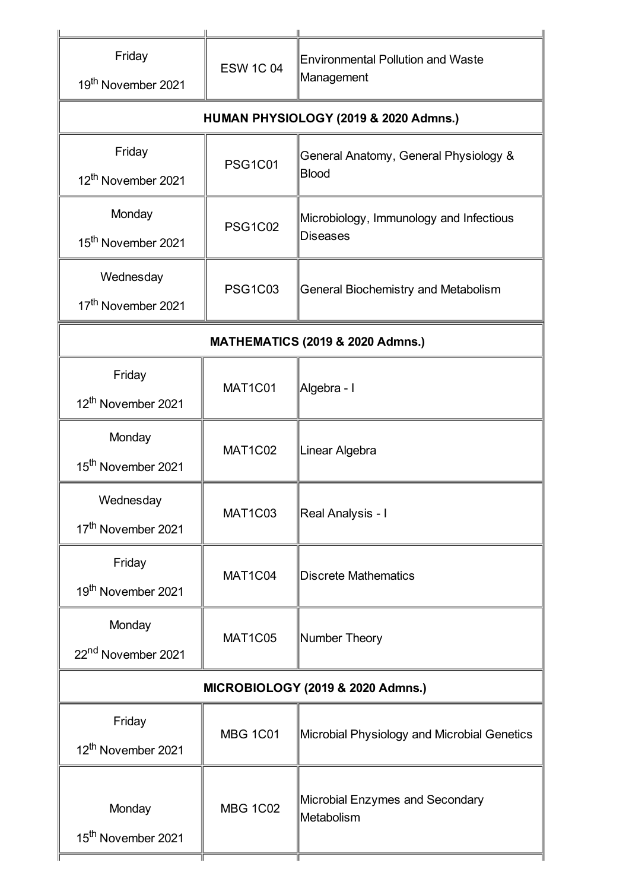| | | |
|---|---|---|
| Friday 19th November 2021 | ESW 1C 04 | Environmental Pollution and Waste Management |
| **HUMAN PHYSIOLOGY (2019 & 2020 Admns.)** | | |
| Friday 12th November 2021 | PSG1C01 | General Anatomy, General Physiology & Blood |
| Monday 15th November 2021 | PSG1C02 | Microbiology, Immunology and Infectious Diseases |
| Wednesday 17th November 2021 | PSG1C03 | General Biochemistry and Metabolism |
| **MATHEMATICS (2019 & 2020 Admns.)** | | |
| Friday 12th November 2021 | MAT1C01 | Algebra - I |
| Monday 15th November 2021 | MAT1C02 | Linear Algebra |
| Wednesday 17th November 2021 | MAT1C03 | Real Analysis - I |
| Friday 19th November 2021 | MAT1C04 | Discrete Mathematics |
| Monday 22nd November 2021 | MAT1C05 | Number Theory |
| **MICROBIOLOGY (2019 & 2020 Admns.)** | | |
| Friday 12th November 2021 | MBG 1C01 | Microbial Physiology and Microbial Genetics |
| Monday 15th November 2021 | MBG 1C02 | Microbial Enzymes and Secondary Metabolism |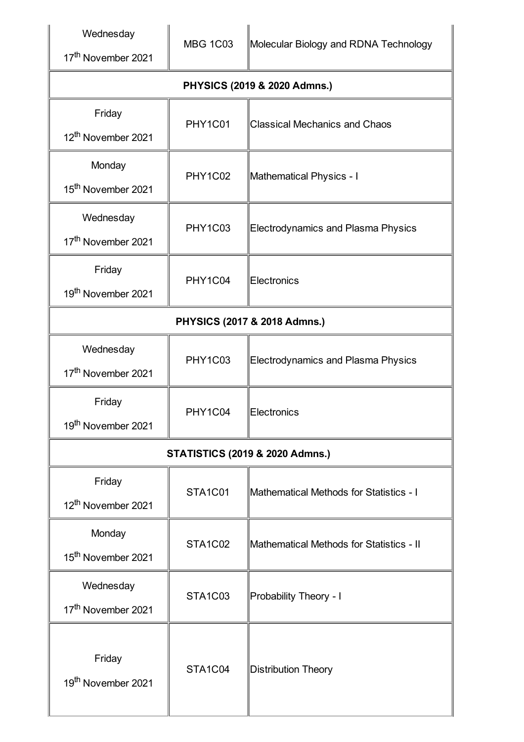| | | |
|---|---|---|
| Wednesday 17th November 2021 | MBG 1C03 | Molecular Biology and RDNA Technology |
| **PHYSICS (2019 & 2020 Admns.)** | | |
| Friday 12th November 2021 | PHY1C01 | Classical Mechanics and Chaos |
| Monday 15th November 2021 | PHY1C02 | Mathematical Physics - I |
| Wednesday 17th November 2021 | PHY1C03 | Electrodynamics and Plasma Physics |
| Friday 19th November 2021 | PHY1C04 | Electronics |
| **PHYSICS (2017 & 2018 Admns.)** | | |
| Wednesday 17th November 2021 | PHY1C03 | Electrodynamics and Plasma Physics |
| Friday 19th November 2021 | PHY1C04 | Electronics |
| **STATISTICS (2019 & 2020 Admns.)** | | |
| Friday 12th November 2021 | STA1C01 | Mathematical Methods for Statistics - I |
| Monday 15th November 2021 | STA1C02 | Mathematical Methods for Statistics - II |
| Wednesday 17th November 2021 | STA1C03 | Probability Theory - I |
| Friday 19th November 2021 | STA1C04 | Distribution Theory |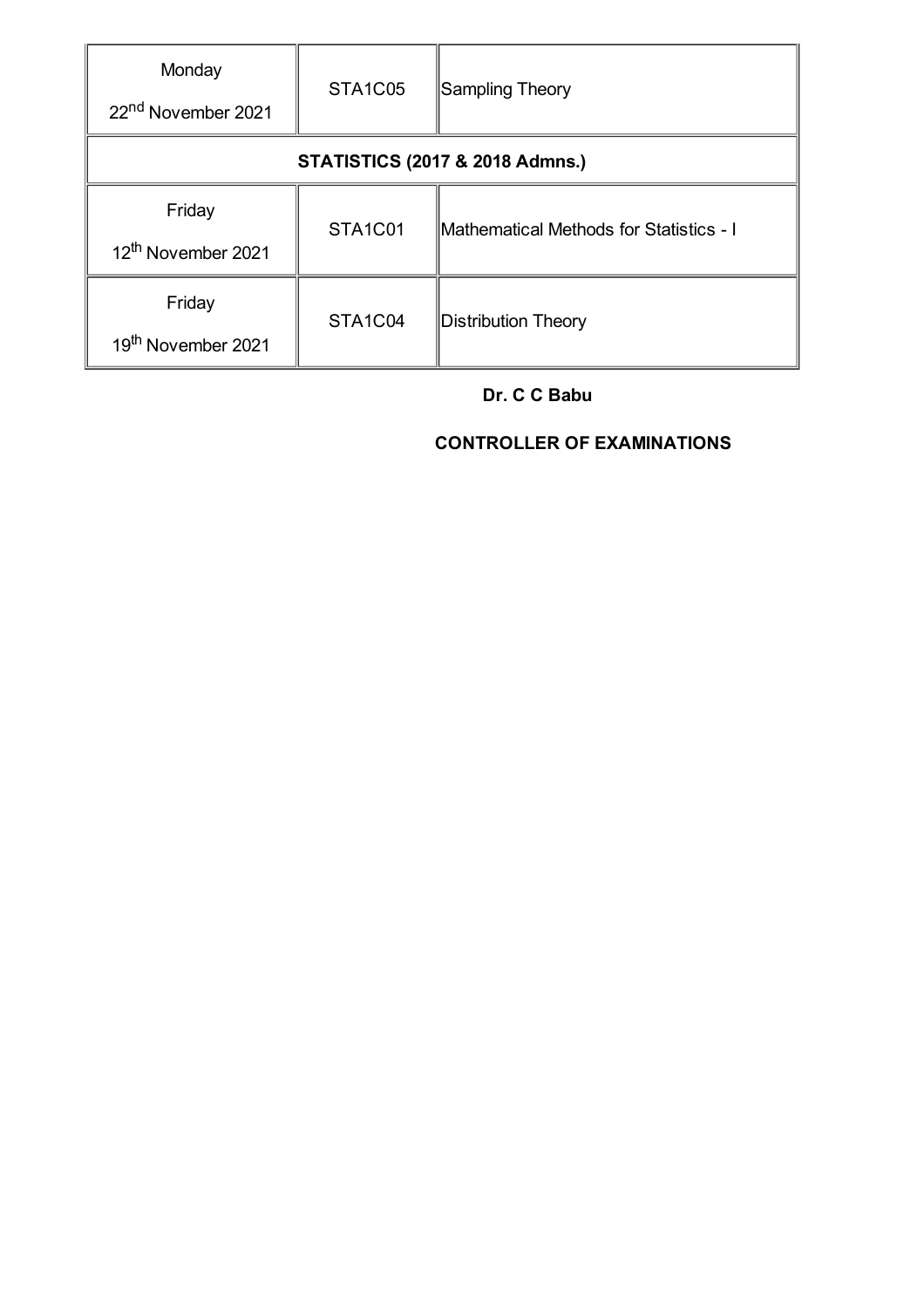| | | |
|---|---|---|
| Monday 22nd November 2021 | STA1C05 | Sampling Theory |
| **STATISTICS (2017 & 2018 Admns.)** | | |
| Friday 12th November 2021 | STA1C01 | Mathematical Methods for Statistics - I |
| Friday 19th November 2021 | STA1C04 | Distribution Theory |

**Dr. C C Babu**

**CONTROLLER OF EXAMINATIONS**